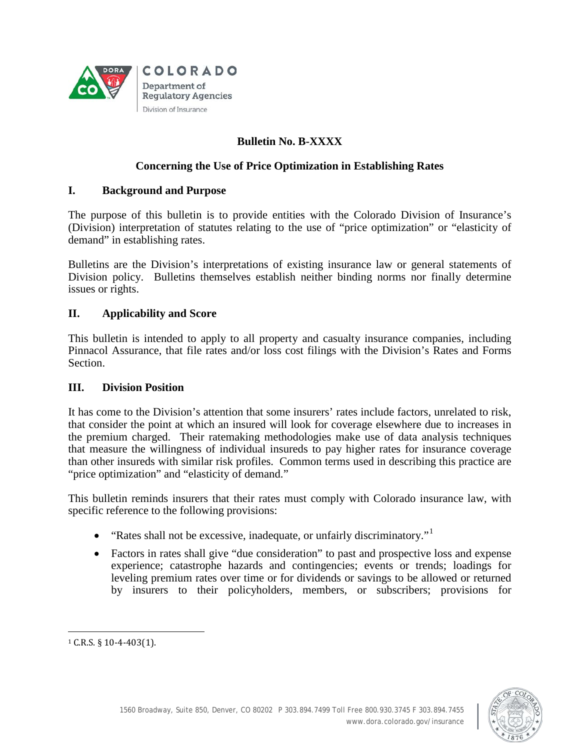COLORADO
Department of Regulatory Agencies
Division of Insurance

# Bulletin No. B-XXXX

## Concerning the Use of Price Optimization in Establishing Rates

### I. Background and Purpose

The purpose of this bulletin is to provide entities with the Colorado Division of Insurance's (Division) interpretation of statutes relating to the use of "price optimization" or "elasticity of demand" in establishing rates.

Bulletins are the Division's interpretations of existing insurance law or general statements of Division policy. Bulletins themselves establish neither binding norms nor finally determine issues or rights.

### II. Applicability and Score

This bulletin is intended to apply to all property and casualty insurance companies, including Pinnacol Assurance, that file rates and/or loss cost filings with the Division's Rates and Forms Section.

### III. Division Position

It has come to the Division's attention that some insurers' rates include factors, unrelated to risk, that consider the point at which an insured will look for coverage elsewhere due to increases in the premium charged. Their ratemaking methodologies make use of data analysis techniques that measure the willingness of individual insureds to pay higher rates for insurance coverage than other insureds with similar risk profiles. Common terms used in describing this practice are "price optimization" and "elasticity of demand."

This bulletin reminds insurers that their rates must comply with Colorado insurance law, with specific reference to the following provisions:

- "Rates shall not be excessive, inadequate, or unfairly discriminatory."[1]
- Factors in rates shall give "due consideration" to past and prospective loss and expense experience; catastrophe hazards and contingencies; events or trends; loadings for leveling premium rates over time or for dividends or savings to be allowed or returned by insurers to their policyholders, members, or subscribers; provisions for

[1] C.R.S. § 10-4-403(1).

1560 Broadway, Suite 850, Denver, CO 80202 P 303.894.7499 Toll Free 800.930.3745 F 303.894.7455
www.dora.colorado.gov/insurance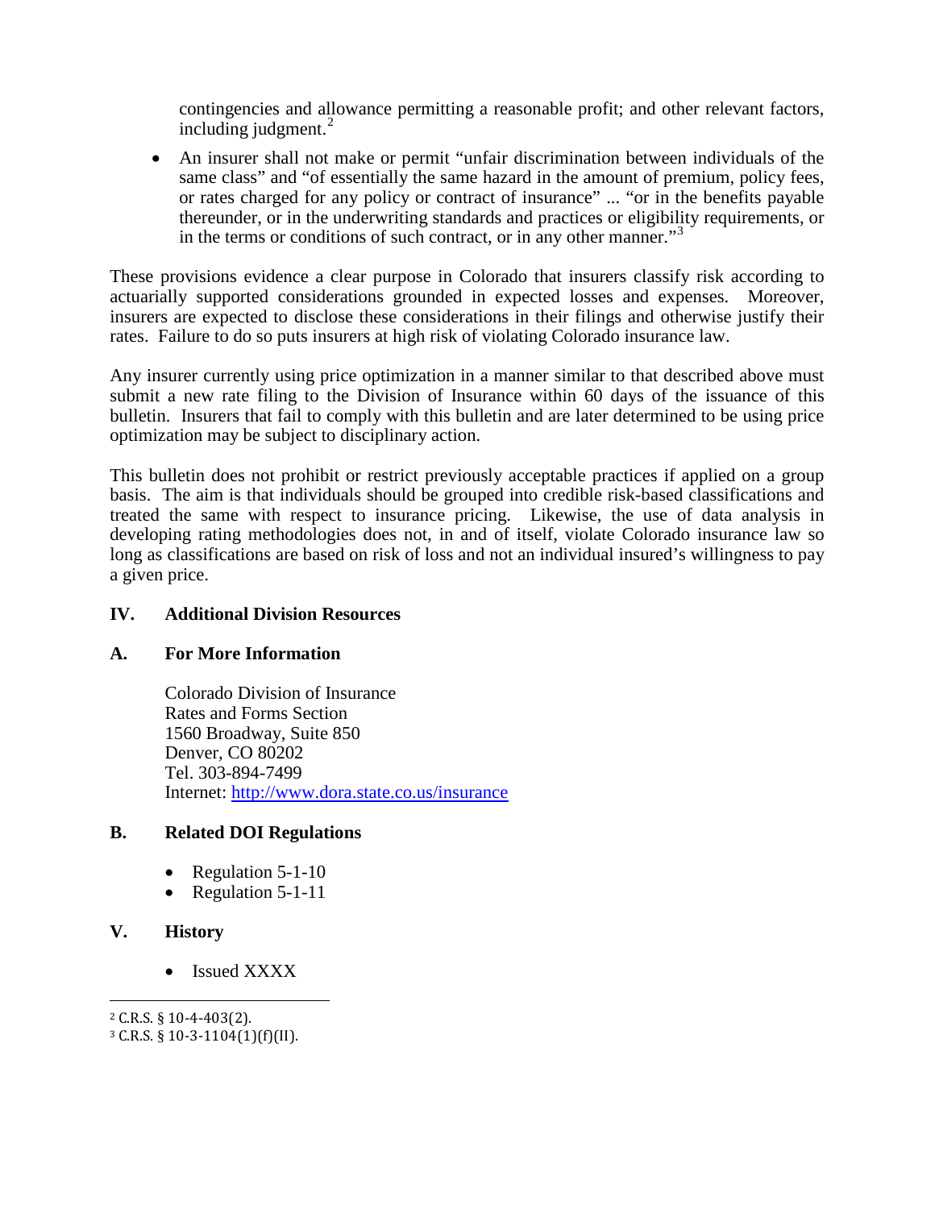contingencies and allowance permitting a reasonable profit; and other relevant factors, including judgment.[2]

- An insurer shall not make or permit "unfair discrimination between individuals of the same class" and "of essentially the same hazard in the amount of premium, policy fees, or rates charged for any policy or contract of insurance" ... "or in the benefits payable thereunder, or in the underwriting standards and practices or eligibility requirements, or in the terms or conditions of such contract, or in any other manner."[3]

These provisions evidence a clear purpose in Colorado that insurers classify risk according to actuarially supported considerations grounded in expected losses and expenses. Moreover, insurers are expected to disclose these considerations in their filings and otherwise justify their rates. Failure to do so puts insurers at high risk of violating Colorado insurance law.

Any insurer currently using price optimization in a manner similar to that described above must submit a new rate filing to the Division of Insurance within 60 days of the issuance of this bulletin. Insurers that fail to comply with this bulletin and are later determined to be using price optimization may be subject to disciplinary action.

This bulletin does not prohibit or restrict previously acceptable practices if applied on a group basis. The aim is that individuals should be grouped into credible risk-based classifications and treated the same with respect to insurance pricing. Likewise, the use of data analysis in developing rating methodologies does not, in and of itself, violate Colorado insurance law so long as classifications are based on risk of loss and not an individual insured's willingness to pay a given price.

## IV. Additional Division Resources

### A. For More Information

Colorado Division of Insurance
Rates and Forms Section
1560 Broadway, Suite 850
Denver, CO 80202
Tel. 303-894-7499
Internet: http://www.dora.state.co.us/insurance

### B. Related DOI Regulations

- Regulation 5-1-10
- Regulation 5-1-11

## V. History

- Issued XXXX

---

[2] C.R.S. § 10-4-403(2).

[3] C.R.S. § 10-3-1104(1)(f)(II).